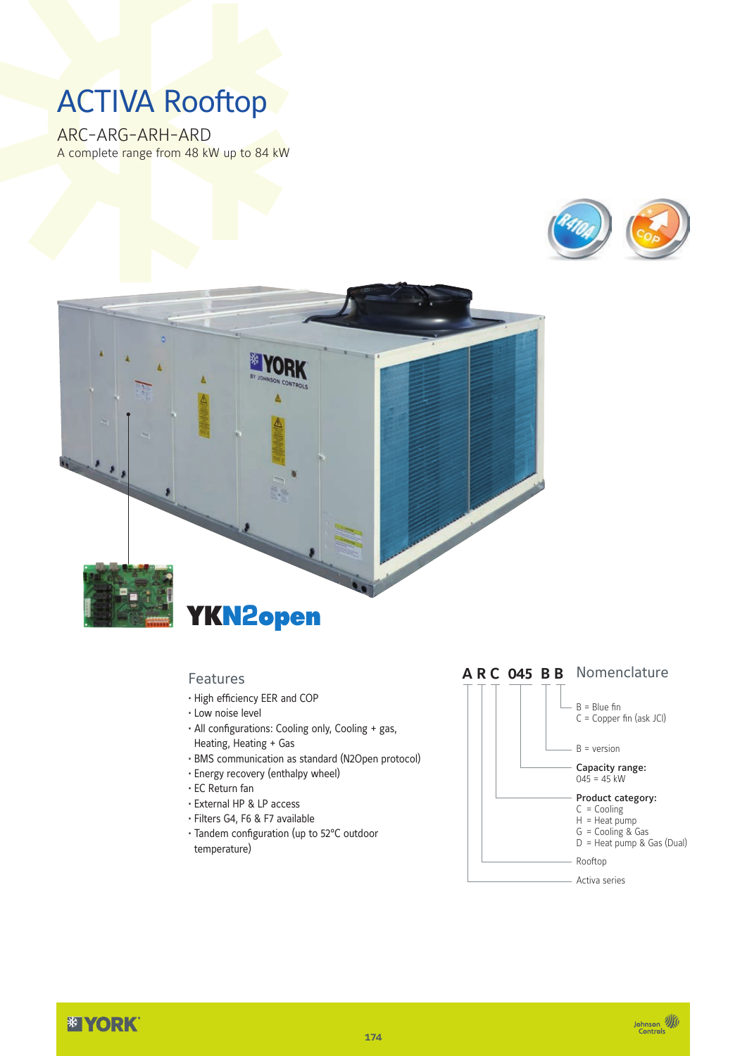# ACTIVA Rooftop

ARC-ARG-ARH-ARD

A complete range from 48 kW up to 84 kW

YKN2open

## Features

- High efficiency EER and COP
- Low noise level
- All configurations: Cooling only, Cooling + gas, Heating, Heating + Gas
- BMS communication as standard (N2Open protocol)
- Energy recovery (enthalpy wheel)
- EC Return fan
- External HP & LP access
- Filters G4, F6 & F7 available
- Tandem configuration (up to 52°C outdoor temperature)

## A R C 045 B B Nomenclature

- B = Blue fin
- C = Copper fin (ask JCI)
- B = version
- **Capacity range:** 045 = 45 kW
- **Product category:**
  - C = Cooling
  - H = Heat pump
  - G = Cooling & Gas
  - D = Heat pump & Gas (Dual)
- Rooftop
- Activa series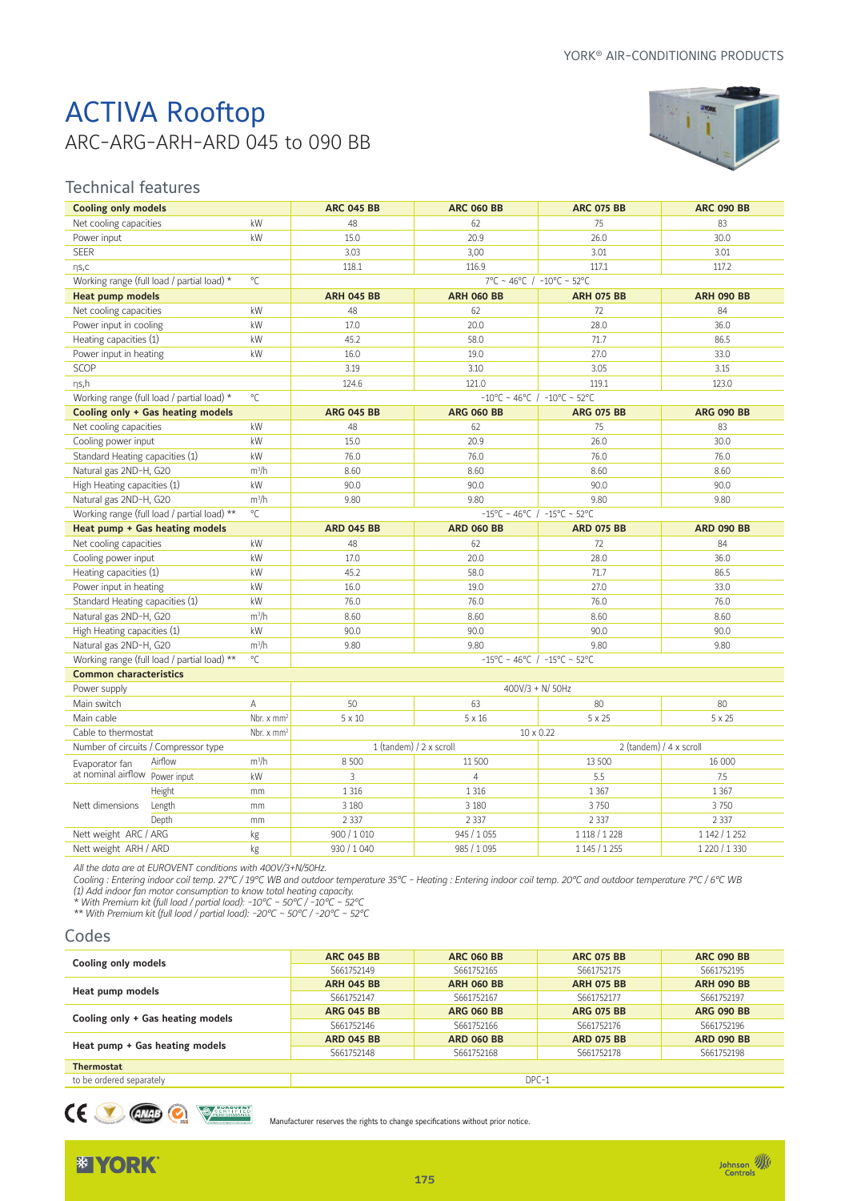# ACTIVA Rooftop

## ARC-ARG-ARH-ARD 045 to 090 BB

### Technical features

| Cooling only models | | | ARC 045 BB | ARC 060 BB | ARC 075 BB | ARC 090 BB |
|---|---|---|---|---|---|---|
| Net cooling capacities | | kW | 48 | 62 | 75 | 83 |
| Power input | | kW | 15.0 | 20.9 | 26.0 | 30.0 |
| SEER | | | 3.03 | 3,00 | 3.01 | 3.01 |
| ηs,c | | | 118.1 | 116.9 | 117.1 | 117.2 |
| Working range (full load / partial load) * | | °C | 7°C ~ 46°C / -10°C ~ 52°C | | | |
| **Heat pump models** | | | **ARH 045 BB** | **ARH 060 BB** | **ARH 075 BB** | **ARH 090 BB** |
| Net cooling capacities | | kW | 48 | 62 | 72 | 84 |
| Power input in cooling | | kW | 17.0 | 20.0 | 28.0 | 36.0 |
| Heating capacities (1) | | kW | 45.2 | 58.0 | 71.7 | 86.5 |
| Power input in heating | | kW | 16.0 | 19.0 | 27.0 | 33.0 |
| SCOP | | | 3.19 | 3.10 | 3.05 | 3.15 |
| ηs,h | | | 124.6 | 121.0 | 119.1 | 123.0 |
| Working range (full load / partial load) * | | °C | -10°C ~ 46°C / -10°C ~ 52°C | | | |
| **Cooling only + Gas heating models** | | | **ARG 045 BB** | **ARG 060 BB** | **ARG 075 BB** | **ARG 090 BB** |
| Net cooling capacities | | kW | 48 | 62 | 75 | 83 |
| Cooling power input | | kW | 15.0 | 20.9 | 26.0 | 30.0 |
| Standard Heating capacities (1) | | kW | 76.0 | 76.0 | 76.0 | 76.0 |
| Natural gas 2ND-H, G20 | | m³/h | 8.60 | 8.60 | 8.60 | 8.60 |
| High Heating capacities (1) | | kW | 90.0 | 90.0 | 90.0 | 90.0 |
| Natural gas 2ND-H, G20 | | m³/h | 9.80 | 9.80 | 9.80 | 9.80 |
| Working range (full load / partial load) ** | | °C | -15°C ~ 46°C / -15°C ~ 52°C | | | |
| **Heat pump + Gas heating models** | | | **ARD 045 BB** | **ARD 060 BB** | **ARD 075 BB** | **ARD 090 BB** |
| Net cooling capacities | | kW | 48 | 62 | 72 | 84 |
| Cooling power input | | kW | 17.0 | 20.0 | 28.0 | 36.0 |
| Heating capacities (1) | | kW | 45.2 | 58.0 | 71.7 | 86.5 |
| Power input in heating | | kW | 16.0 | 19.0 | 27.0 | 33.0 |
| Standard Heating capacities (1) | | kW | 76.0 | 76.0 | 76.0 | 76.0 |
| Natural gas 2ND-H, G20 | | m³/h | 8.60 | 8.60 | 8.60 | 8.60 |
| High Heating capacities (1) | | kW | 90.0 | 90.0 | 90.0 | 90.0 |
| Natural gas 2ND-H, G20 | | m³/h | 9.80 | 9.80 | 9.80 | 9.80 |
| Working range (full load / partial load) ** | | °C | -15°C ~ 46°C / -15°C ~ 52°C | | | |
| **Common characteristics** | | | | | | |
| Power supply | | | 400V/3 + N/ 50Hz | | | |
| Main switch | | A | 50 | 63 | 80 | 80 |
| Main cable | | Nbr. x mm² | 5 x 10 | 5 x 16 | 5 x 25 | 5 x 25 |
| Cable to thermostat | | Nbr. x mm² | 10 x 0.22 | | | |
| Number of circuits / Compressor type | | | 1 (tandem) / 2 x scroll | | 2 (tandem) / 4 x scroll | |
| Evaporator fan at nominal airflow | Airflow | m³/h | 8 500 | 11 500 | 13 500 | 16 000 |
| | Power input | kW | 3 | 4 | 5.5 | 7.5 |
| Nett dimensions | Height | mm | 1 316 | 1 316 | 1 367 | 1 367 |
| | Length | mm | 3 180 | 3 180 | 3 750 | 3 750 |
| | Depth | mm | 2 337 | 2 337 | 2 337 | 2 337 |
| Nett weight ARC / ARG | | kg | 900 / 1 010 | 945 / 1 055 | 1 118 / 1 228 | 1 142 / 1 252 |
| Nett weight ARH / ARD | | kg | 930 / 1 040 | 985 / 1 095 | 1 145 / 1 255 | 1 220 / 1 330 |

*All the data are at EUROVENT conditions with 400V/3+N/50Hz.*
*Cooling : Entering indoor coil temp. 27°C / 19°C WB and outdoor temperature 35°C - Heating : Entering indoor coil temp. 20°C and outdoor temperature 7°C / 6°C WB*
*(1) Add indoor fan motor consumption to know total heating capacity.*
** With Premium kit (full load / partial load): -10°C ~ 50°C / -10°C ~ 52°C*
*** With Premium kit (full load / partial load): -20°C ~ 50°C / -20°C ~ 52°C*

### Codes

| | ARC 045 BB | ARC 060 BB | ARC 075 BB | ARC 090 BB |
|---|---|---|---|---|
| **Cooling only models** | S661752149 | S661752165 | S661752175 | S661752195 |
| | **ARH 045 BB** | **ARH 060 BB** | **ARH 075 BB** | **ARH 090 BB** |
| **Heat pump models** | S661752147 | S661752167 | S661752177 | S661752197 |
| | **ARG 045 BB** | **ARG 060 BB** | **ARG 075 BB** | **ARG 090 BB** |
| **Cooling only + Gas heating models** | S661752146 | S661752166 | S661752176 | S661752196 |
| | **ARD 045 BB** | **ARD 060 BB** | **ARD 075 BB** | **ARD 090 BB** |
| **Heat pump + Gas heating models** | S661752148 | S661752168 | S661752178 | S661752198 |
| **Thermostat** | | | | |
| to be ordered separately | DPC-1 | | | |

Manufacturer reserves the rights to change specifications without prior notice.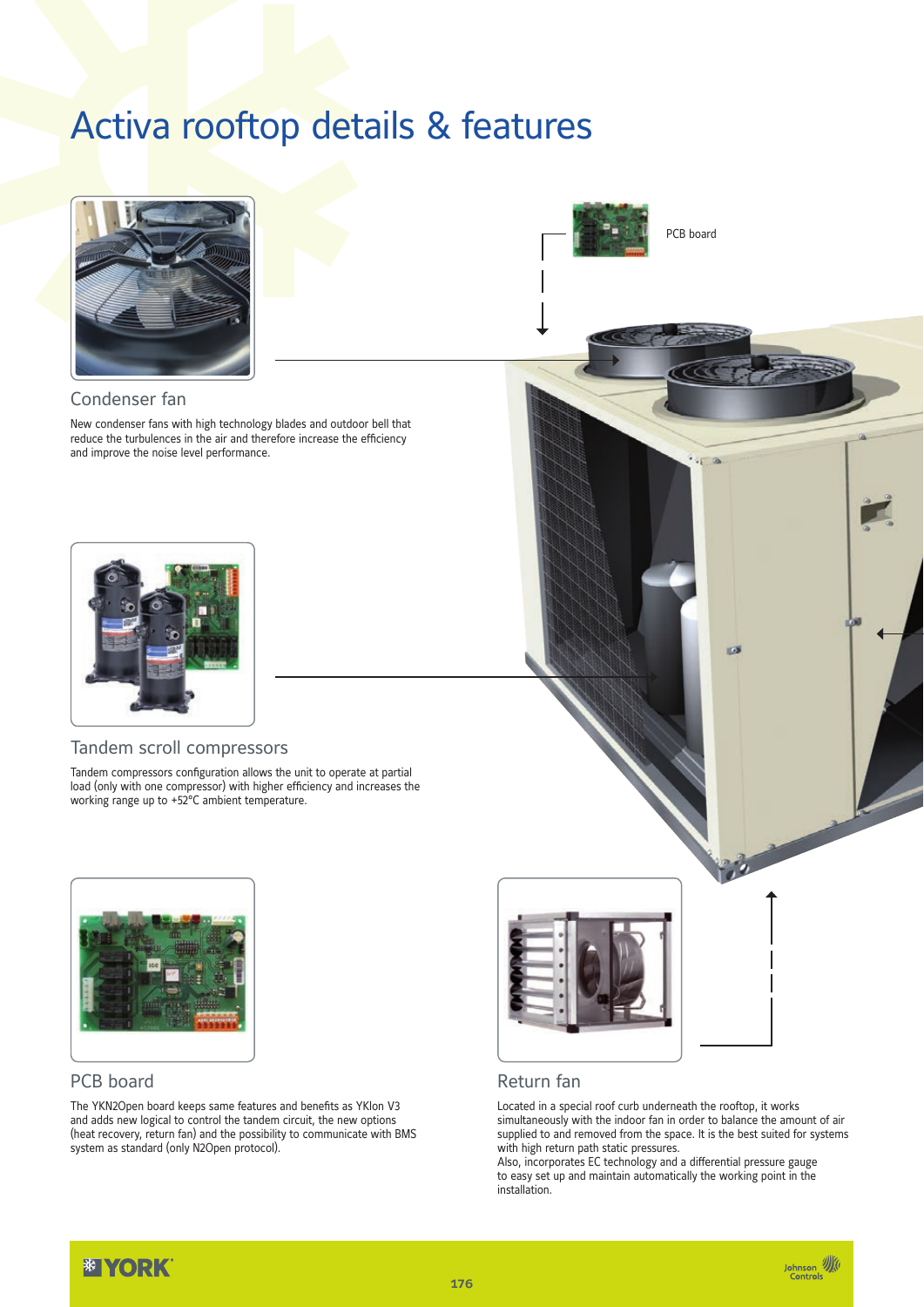# Activa rooftop details & features

PCB board

## Condenser fan

New condenser fans with high technology blades and outdoor bell that reduce the turbulences in the air and therefore increase the efficiency and improve the noise level performance.

## Tandem scroll compressors

Tandem compressors configuration allows the unit to operate at partial load (only with one compressor) with higher efficiency and increases the working range up to +52°C ambient temperature.

## PCB board

The YKN2Open board keeps same features and benefits as YKlon V3 and adds new logical to control the tandem circuit, the new options (heat recovery, return fan) and the possibility to communicate with BMS system as standard (only N2Open protocol).

## Return fan

Located in a special roof curb underneath the rooftop, it works simultaneously with the indoor fan in order to balance the amount of air supplied to and removed from the space. It is the best suited for systems with high return path static pressures.
Also, incorporates EC technology and a differential pressure gauge to easy set up and maintain automatically the working point in the installation.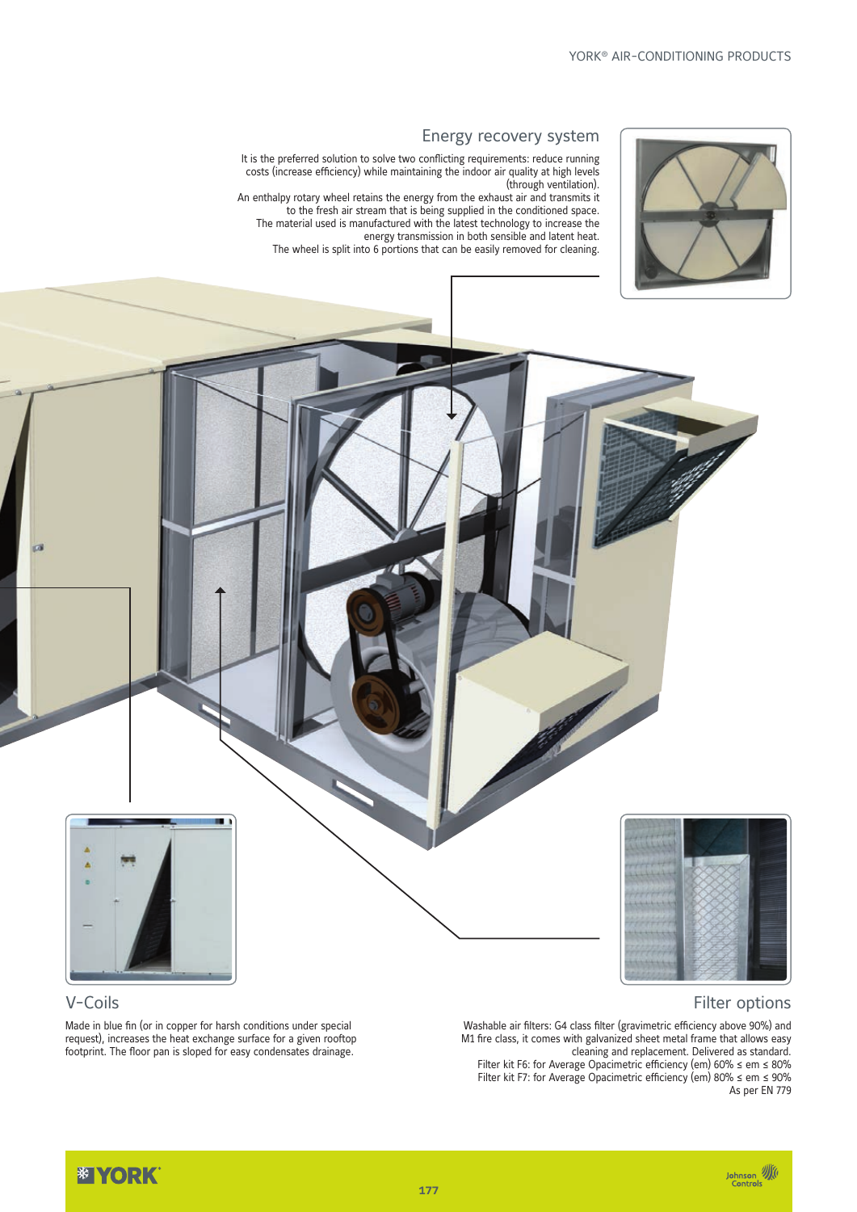## Energy recovery system

It is the preferred solution to solve two conflicting requirements: reduce running costs (increase efficiency) while maintaining the indoor air quality at high levels (through ventilation).
An enthalpy rotary wheel retains the energy from the exhaust air and transmits it to the fresh air stream that is being supplied in the conditioned space.
The material used is manufactured with the latest technology to increase the energy transmission in both sensible and latent heat.
The wheel is split into 6 portions that can be easily removed for cleaning.

## V-Coils

Made in blue fin (or in copper for harsh conditions under special request), increases the heat exchange surface for a given rooftop footprint. The floor pan is sloped for easy condensates drainage.

## Filter options

Washable air filters: G4 class filter (gravimetric efficiency above 90%) and M1 fire class, it comes with galvanized sheet metal frame that allows easy cleaning and replacement. Delivered as standard.
Filter kit F6: for Average Opacimetric efficiency (em) 60% ≤ em ≤ 80%
Filter kit F7: for Average Opacimetric efficiency (em) 80% ≤ em ≤ 90%
As per EN 779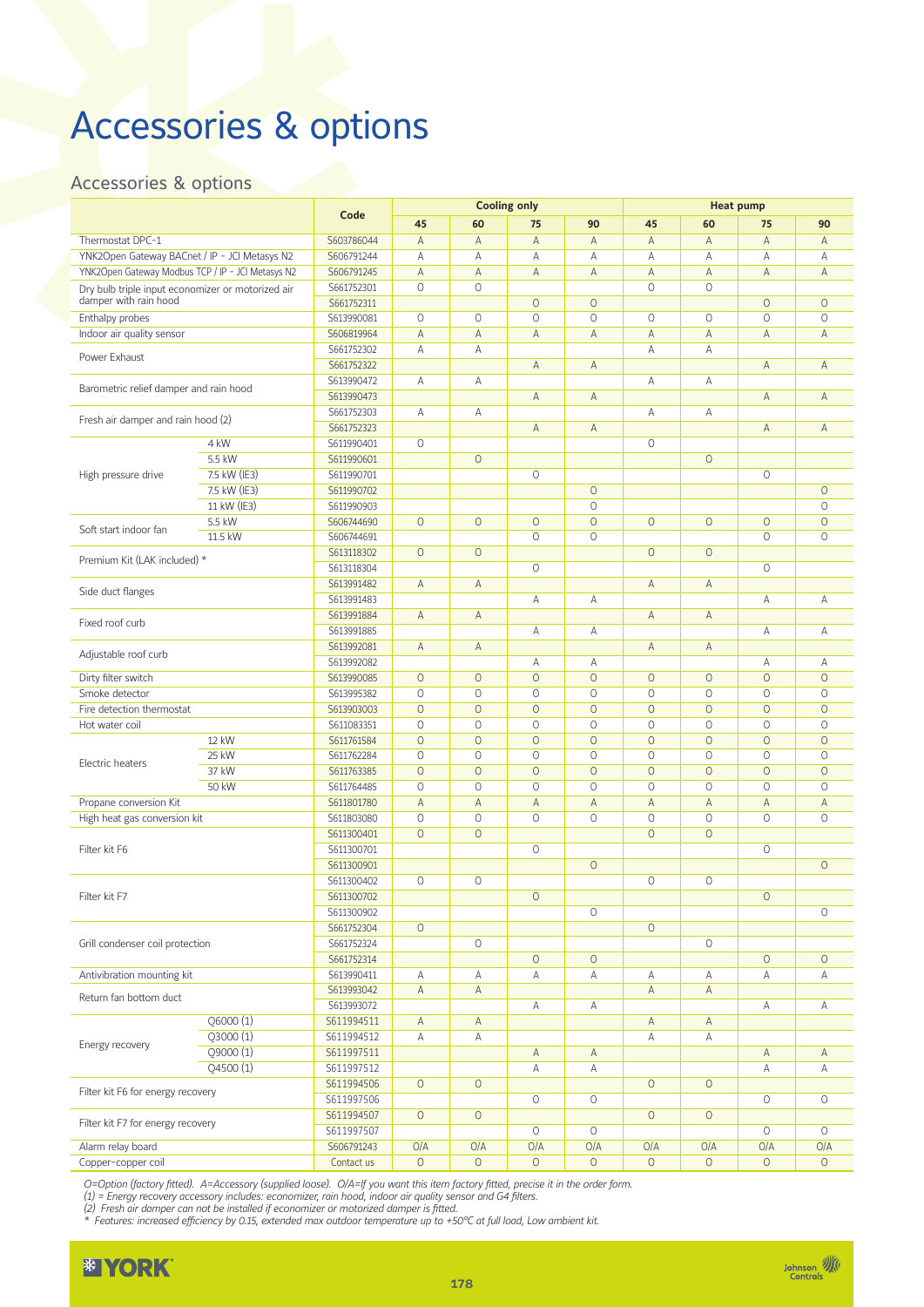# Accessories & options

## Accessories & options

| | | Code | Cooling only | | | | Heat pump | | | |
|---|---|---|---|---|---|---|---|---|---|---|
| | | | 45 | 60 | 75 | 90 | 45 | 60 | 75 | 90 |
| Thermostat DPC-1 | | S603786044 | A | A | A | A | A | A | A | A |
| YNK2Open Gateway BACnet / IP - JCI Metasys N2 | | S606791244 | A | A | A | A | A | A | A | A |
| YNK2Open Gateway Modbus TCP / IP - JCI Metasys N2 | | S606791245 | A | A | A | A | A | A | A | A |
| Dry bulb triple input economizer or motorized air damper with rain hood | | S661752301 | O | O | | | O | O | | |
| | | S661752311 | | | O | O | | | O | O |
| Enthalpy probes | | S613990081 | O | O | O | O | O | O | O | O |
| Indoor air quality sensor | | S606819964 | A | A | A | A | A | A | A | A |
| Power Exhaust | | S661752302 | A | A | | | A | A | | |
| | | S661752322 | | | A | A | | | A | A |
| Barometric relief damper and rain hood | | S613990472 | A | A | | | A | A | | |
| | | S613990473 | | | A | A | | | A | A |
| Fresh air damper and rain hood (2) | | S661752303 | A | A | | | A | A | | |
| | | S661752323 | | | A | A | | | A | A |
| High pressure drive | 4 kW | S611990401 | O | | | | O | | | |
| | 5.5 kW | S611990601 | | O | | | | O | | |
| | 7.5 kW (IE3) | S611990701 | | | O | | | | O | |
| | 7.5 kW (IE3) | S611990702 | | | | O | | | | O |
| | 11 kW (IE3) | S611990903 | | | | O | | | | O |
| Soft start indoor fan | 5.5 kW | S606744690 | O | O | O | O | O | O | O | O |
| | 11.5 kW | S606744691 | | | O | O | | | O | O |
| Premium Kit (LAK included) * | | S613118302 | O | O | | | O | O | | |
| | | S613118304 | | | O | | | | O | |
| Side duct flanges | | S613991482 | A | A | | | A | A | | |
| | | S613991483 | | | A | A | | | A | A |
| Fixed roof curb | | S613991884 | A | A | | | A | A | | |
| | | S613991885 | | | A | A | | | A | A |
| Adjustable roof curb | | S613992081 | A | A | | | A | A | | |
| | | S613992082 | | | A | A | | | A | A |
| Dirty filter switch | | S613990085 | O | O | O | O | O | O | O | O |
| Smoke detector | | S613995382 | O | O | O | O | O | O | O | O |
| Fire detection thermostat | | S613903003 | O | O | O | O | O | O | O | O |
| Hot water coil | | S611083351 | O | O | O | O | O | O | O | O |
| Electric heaters | 12 kW | S611761584 | O | O | O | O | O | O | O | O |
| | 25 kW | S611762284 | O | O | O | O | O | O | O | O |
| | 37 kW | S611763385 | O | O | O | O | O | O | O | O |
| | 50 kW | S611764485 | O | O | O | O | O | O | O | O |
| Propane conversion Kit | | S611801780 | A | A | A | A | A | A | A | A |
| High heat gas conversion kit | | S611803080 | O | O | O | O | O | O | O | O |
| Filter kit F6 | | S611300401 | O | O | | | O | O | | |
| | | S611300701 | | | O | | | | O | |
| | | S611300901 | | | | O | | | | O |
| Filter kit F7 | | S611300402 | O | O | | | O | O | | |
| | | S611300702 | | | O | | | | O | |
| | | S611300902 | | | | O | | | | O |
| Grill condenser coil protection | | S661752304 | O | | | | O | | | |
| | | S661752324 | | O | | | | O | | |
| | | S661752314 | | | O | O | | | O | O |
| Antivibration mounting kit | | S613990411 | A | A | A | A | A | A | A | A |
| Return fan bottom duct | | S613993042 | A | A | | | A | A | | |
| | | S613993072 | | | A | A | | | A | A |
| Energy recovery | Q6000 (1) | S611994511 | A | A | | | A | A | | |
| | Q3000 (1) | S611994512 | A | A | | | A | A | | |
| | Q9000 (1) | S611997511 | | | A | A | | | A | A |
| | Q4500 (1) | S611997512 | | | A | A | | | A | A |
| Filter kit F6 for energy recovery | | S611994506 | O | O | | | O | O | | |
| | | S611997506 | | | O | O | | | O | O |
| Filter kit F7 for energy recovery | | S611994507 | O | O | | | O | O | | |
| | | S611997507 | | | O | O | | | O | O |
| Alarm relay board | | S606791243 | O/A | O/A | O/A | O/A | O/A | O/A | O/A | O/A |
| Copper-copper coil | | Contact us | O | O | O | O | O | O | O | O |

*O=Option (factory fitted). A=Accessory (supplied loose). O/A=If you want this item factory fitted, precise it in the order form.*
*(1) = Energy recovery accessory includes: economizer, rain hood, indoor air quality sensor and G4 filters.*
*(2) Fresh air damper can not be installed if economizer or motorized damper is fitted.*
*\* Features: increased efficiency by 0.15, extended max outdoor temperature up to +50°C at full load, Low ambient kit.*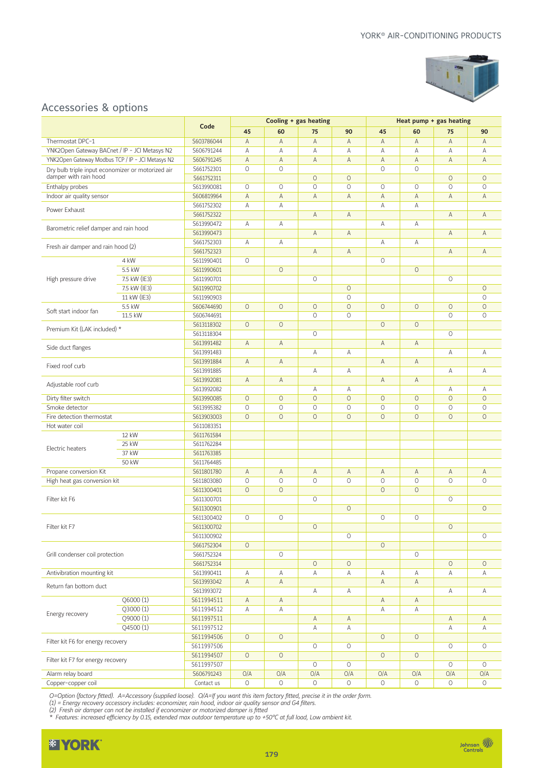## Accessories & options

| | | Code | Cooling + gas heating | | | | Heat pump + gas heating | | | |
|---|---|---|---|---|---|---|---|---|---|---|
| | | | 45 | 60 | 75 | 90 | 45 | 60 | 75 | 90 |
| Thermostat DPC-1 | | S603786044 | A | A | A | A | A | A | A | A |
| YNK2Open Gateway BACnet / IP - JCI Metasys N2 | | S606791244 | A | A | A | A | A | A | A | A |
| YNK2Open Gateway Modbus TCP / IP - JCI Metasys N2 | | S606791245 | A | A | A | A | A | A | A | A |
| Dry bulb triple input economizer or motorized air damper with rain hood | | S661752301 | O | O | | | O | O | | |
| | | S661752311 | | | O | O | | | O | O |
| Enthalpy probes | | S613990081 | O | O | O | O | O | O | O | O |
| Indoor air quality sensor | | S606819964 | A | A | A | A | A | A | A | A |
| Power Exhaust | | S661752302 | A | A | | | A | A | | |
| | | S661752322 | | | A | A | | | A | A |
| Barometric relief damper and rain hood | | S613990472 | A | A | | | A | A | | |
| | | S613990473 | | | A | A | | | A | A |
| Fresh air damper and rain hood (2) | | S661752303 | A | A | | | A | A | | |
| | | S661752323 | | | A | A | | | A | A |
| High pressure drive | 4 kW | S611990401 | O | | | | O | | | |
| | 5.5 kW | S611990601 | | O | | | | O | | |
| | 7.5 kW (IE3) | S611990701 | | | O | | | | O | |
| | 7.5 kW (IE3) | S611990702 | | | | O | | | | O |
| | 11 kW (IE3) | S611990903 | | | | O | | | | O |
| Soft start indoor fan | 5.5 kW | S606744690 | O | O | O | O | O | O | O | O |
| | 11.5 kW | S606744691 | | | O | O | | | O | O |
| Premium Kit (LAK included) * | | S613118302 | O | O | | | O | O | | |
| | | S613118304 | | | O | | | | O | |
| Side duct flanges | | S613991482 | A | A | | | A | A | | |
| | | S613991483 | | | A | A | | | A | A |
| Fixed roof curb | | S613991884 | A | A | | | A | A | | |
| | | S613991885 | | | A | A | | | A | A |
| Adjustable roof curb | | S613992081 | A | A | | | A | A | | |
| | | S613992082 | | | A | A | | | A | A |
| Dirty filter switch | | S613990085 | O | O | O | O | O | O | O | O |
| Smoke detector | | S613995382 | O | O | O | O | O | O | O | O |
| Fire detection thermostat | | S613903003 | O | O | O | O | O | O | O | O |
| Hot water coil | | S611083351 | | | | | | | | |
| Electric heaters | 12 kW | S611761584 | | | | | | | | |
| | 25 kW | S611762284 | | | | | | | | |
| | 37 kW | S611763385 | | | | | | | | |
| | 50 kW | S611764485 | | | | | | | | |
| Propane conversion Kit | | S611801780 | A | A | A | A | A | A | A | A |
| High heat gas conversion kit | | S611803080 | O | O | O | O | O | O | O | O |
| Filter kit F6 | | S611300401 | O | O | | | O | O | | |
| | | S611300701 | | | O | | | | O | |
| | | S611300901 | | | | O | | | | O |
| Filter kit F7 | | S611300402 | O | O | | | O | O | | |
| | | S611300702 | | | O | | | | O | |
| | | S611300902 | | | | O | | | | O |
| Grill condenser coil protection | | S661752304 | O | | | | O | | | |
| | | S661752324 | | O | | | | O | | |
| | | S661752314 | | | O | O | | | O | O |
| Antivibration mounting kit | | S613990411 | A | A | A | A | A | A | A | A |
| Return fan bottom duct | | S613993042 | A | A | | | A | A | | |
| | | S613993072 | | | A | A | | | A | A |
| Energy recovery | Q6000 (1) | S611994511 | A | A | | | A | A | | |
| | Q3000 (1) | S611994512 | A | A | | | A | A | | |
| | Q9000 (1) | S611997511 | | | A | A | | | A | A |
| | Q4500 (1) | S611997512 | | | A | A | | | A | A |
| Filter kit F6 for energy recovery | | S611994506 | O | O | | | O | O | | |
| | | S611997506 | | | O | O | | | O | O |
| Filter kit F7 for energy recovery | | S611994507 | O | O | | | O | O | | |
| | | S611997507 | | | O | O | | | O | O |
| Alarm relay board | | S606791243 | O/A | O/A | O/A | O/A | O/A | O/A | O/A | O/A |
| Copper-copper coil | | Contact us | O | O | O | O | O | O | O | O |

*O=Option (factory fitted). A=Accessory (supplied loose). O/A=If you want this item factory fitted, precise it in the order form.*
*(1) = Energy recovery accessory includes: economizer, rain hood, indoor air quality sensor and G4 filters.*
*(2) Fresh air damper can not be installed if economizer or motorized damper is fitted*
*\* Features: increased efficiency by 0.15, extended max outdoor temperature up to +50°C at full load, Low ambient kit.*